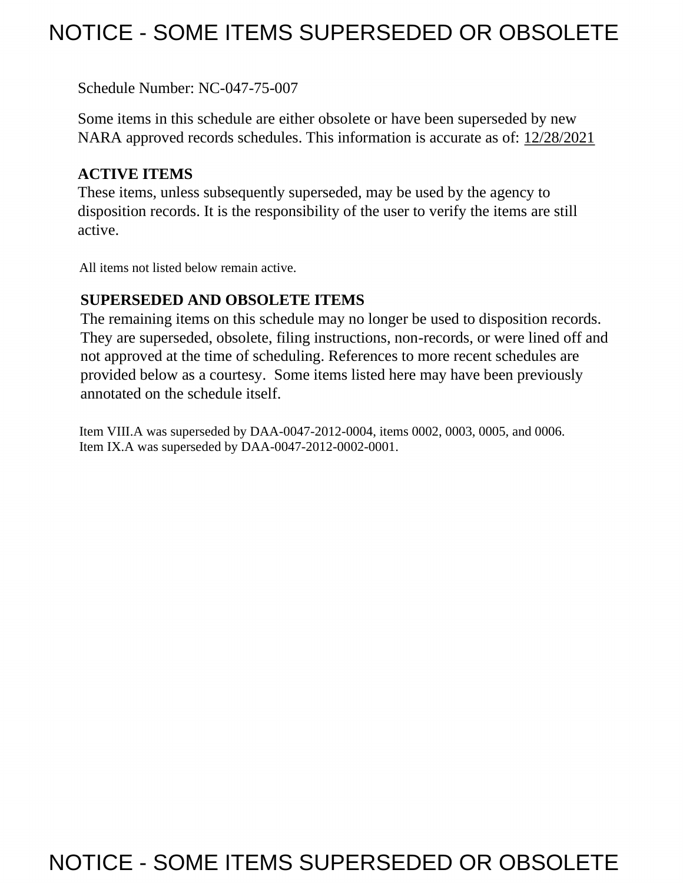# NOTICE - SOME ITEMS SUPERSEDED OR OBSOLETE

Schedule Number: NC-047-75-007

Some items in this schedule are either obsolete or have been superseded by new NARA approved records schedules. This information is accurate as of: 12/28/2021

**ACTIVE ITEMS**

These items, unless subsequently superseded, may be used by the agency to disposition records. It is the responsibility of the user to verify the items are still active.

All items not listed below remain active.

**SUPERSEDED AND OBSOLETE ITEMS**

The remaining items on this schedule may no longer be used to disposition records. They are superseded, obsolete, filing instructions, non-records, or were lined off and not approved at the time of scheduling. References to more recent schedules are provided below as a courtesy. Some items listed here may have been previously annotated on the schedule itself.

Item VIII.A was superseded by DAA-0047-2012-0004, items 0002, 0003, 0005, and 0006.
Item IX.A was superseded by DAA-0047-2012-0002-0001.

NOTICE - SOME ITEMS SUPERSEDED OR OBSOLETE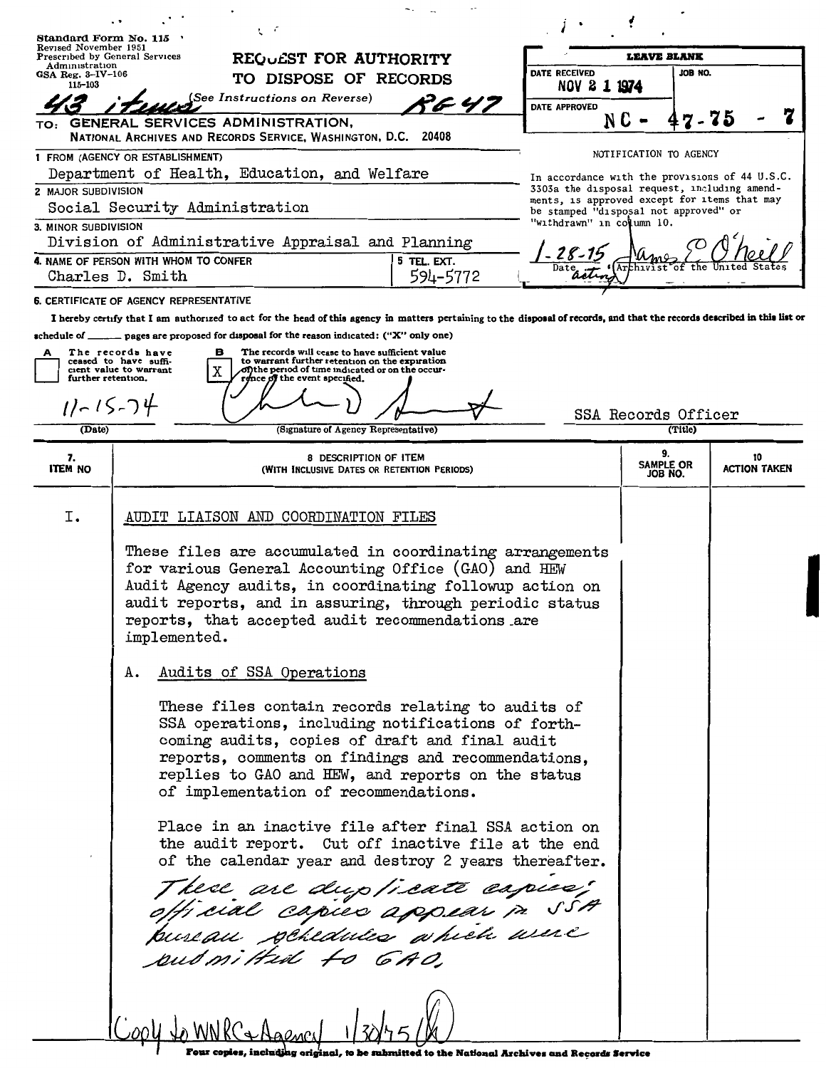Standard Form No. 115
Revised November 1951
Prescribed by General Services Administration
GSA Reg. 3-IV-106
115-103

# REQUEST FOR AUTHORITY TO DISPOSE OF RECORDS

(See Instructions on Reverse)

43 items RG 47

| LEAVE BLANK | |
|---|---|
| DATE RECEIVED NOV 21 1974 | JOB NO. |
| DATE APPROVED | NC - 47-75 - 7 |

TO: GENERAL SERVICES ADMINISTRATION, NATIONAL ARCHIVES AND RECORDS SERVICE, WASHINGTON, D.C. 20408

1 FROM (AGENCY OR ESTABLISHMENT)
Department of Health, Education, and Welfare

2 MAJOR SUBDIVISION
Social Security Administration

3. MINOR SUBDIVISION
Division of Administrative Appraisal and Planning

4. NAME OF PERSON WITH WHOM TO CONFER
Charles D. Smith

5 TEL. EXT.
594-5772

NOTIFICATION TO AGENCY

In accordance with the provisions of 44 U.S.C. 3303a the disposal request, including amendments, is approved except for items that may be stamped "disposal not approved" or "withdrawn" in column 10.

1-28-75 — James E. O'Neill, acting
Date — Archivist of the United States

6. CERTIFICATE OF AGENCY REPRESENTATIVE

I hereby certify that I am authorized to act for the head of this agency in matters pertaining to the disposal of records, and that the records described in this list or schedule of ____ pages are proposed for disposal for the reason indicated: ("X" only one)

A [ ] The records have ceased to have sufficient value to warrant further retention.

B [X] The records will cease to have sufficient value to warrant further retention on the expiration of the period of time indicated or on the occurrence of the event specified.

11-15-74 — (Signature of Agency Representative) — SSA Records Officer
(Date) — (Title)

| 7. ITEM NO | 8 DESCRIPTION OF ITEM (WITH INCLUSIVE DATES OR RETENTION PERIODS) | 9. SAMPLE OR JOB NO. | 10 ACTION TAKEN |
|---|---|---|---|
| I. | AUDIT LIAISON AND COORDINATION FILES | | |

These files are accumulated in coordinating arrangements for various General Accounting Office (GAO) and HEW Audit Agency audits, in coordinating followup action on audit reports, and in assuring, through periodic status reports, that accepted audit recommendations are implemented.

A. Audits of SSA Operations

These files contain records relating to audits of SSA operations, including notifications of forthcoming audits, copies of draft and final audit reports, comments on findings and recommendations, replies to GAO and HEW, and reports on the status of implementation of recommendations.

Place in an inactive file after final SSA action on the audit report. Cut off inactive file at the end of the calendar year and destroy 2 years thereafter.

*These are duplicate copies; official copies appear in SSA bureau schedules which were submitted to GAO.*

*Copy to WNRC & Agency 1/30/75*

Four copies, including original, to be submitted to the National Archives and Records Service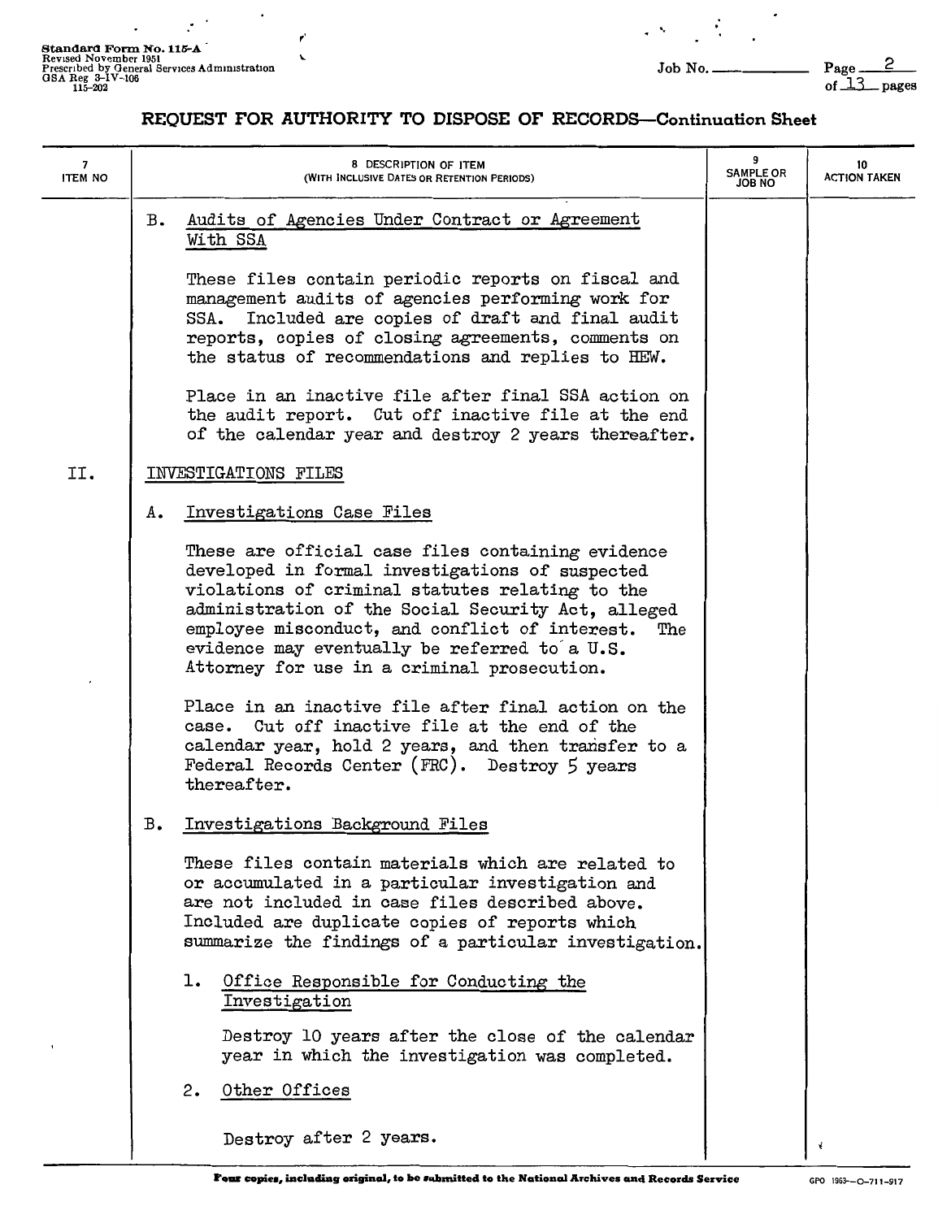Standard Form No. 115-A
Revised November 1951
Prescribed by General Services Administration
GSA Reg 3-IV-106
115-202

Job No. ______ Page 2 of 13 pages

## REQUEST FOR AUTHORITY TO DISPOSE OF RECORDS—Continuation Sheet

| 7 ITEM NO | 8 DESCRIPTION OF ITEM (WITH INCLUSIVE DATES OR RETENTION PERIODS) | 9 SAMPLE OR JOB NO | 10 ACTION TAKEN |
|---|---|---|---|
| | B. Audits of Agencies Under Contract or Agreement With SSA<br><br>These files contain periodic reports on fiscal and management audits of agencies performing work for SSA. Included are copies of draft and final audit reports, copies of closing agreements, comments on the status of recommendations and replies to HEW.<br><br>Place in an inactive file after final SSA action on the audit report. Cut off inactive file at the end of the calendar year and destroy 2 years thereafter. | | |
| II. | INVESTIGATIONS FILES<br><br>A. Investigations Case Files<br><br>These are official case files containing evidence developed in formal investigations of suspected violations of criminal statutes relating to the administration of the Social Security Act, alleged employee misconduct, and conflict of interest. The evidence may eventually be referred to a U.S. Attorney for use in a criminal prosecution.<br><br>Place in an inactive file after final action on the case. Cut off inactive file at the end of the calendar year, hold 2 years, and then transfer to a Federal Records Center (FRC). Destroy 5 years thereafter.<br><br>B. Investigations Background Files<br><br>These files contain materials which are related to or accumulated in a particular investigation and are not included in case files described above. Included are duplicate copies of reports which summarize the findings of a particular investigation.<br><br>1. Office Responsible for Conducting the Investigation<br><br>Destroy 10 years after the close of the calendar year in which the investigation was completed.<br><br>2. Other Offices<br><br>Destroy after 2 years. | | |

Four copies, including original, to be submitted to the National Archives and Records Service

GPO 1963—O-711-917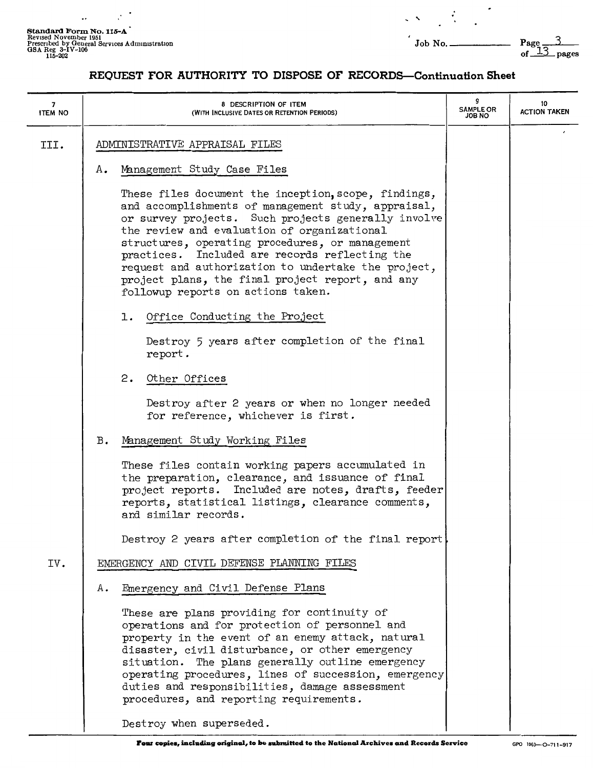## REQUEST FOR AUTHORITY TO DISPOSE OF RECORDS—Continuation Sheet

| 7 ITEM NO | 8 DESCRIPTION OF ITEM (WITH INCLUSIVE DATES OR RETENTION PERIODS) | 9 SAMPLE OR JOB NO | 10 ACTION TAKEN |
|---|---|---|---|
| III. | ADMINISTRATIVE APPRAISAL FILES | | |
| | A. Management Study Case Files | | |
| | These files document the inception, scope, findings, and accomplishments of management study, appraisal, or survey projects. Such projects generally involve the review and evaluation of organizational structures, operating procedures, or management practices. Included are records reflecting the request and authorization to undertake the project, project plans, the final project report, and any followup reports on actions taken. | | |
| | 1. Office Conducting the Project | | |
| | Destroy 5 years after completion of the final report. | | |
| | 2. Other Offices | | |
| | Destroy after 2 years or when no longer needed for reference, whichever is first. | | |
| | B. Management Study Working Files | | |
| | These files contain working papers accumulated in the preparation, clearance, and issuance of final project reports. Included are notes, drafts, feeder reports, statistical listings, clearance comments, and similar records. | | |
| | Destroy 2 years after completion of the final report. | | |
| IV. | EMERGENCY AND CIVIL DEFENSE PLANNING FILES | | |
| | A. Emergency and Civil Defense Plans | | |
| | These are plans providing for continuity of operations and for protection of personnel and property in the event of an enemy attack, natural disaster, civil disturbance, or other emergency situation. The plans generally outline emergency operating procedures, lines of succession, emergency duties and responsibilities, damage assessment procedures, and reporting requirements. | | |
| | Destroy when superseded. | | |

Four copies, including original, to be submitted to the National Archives and Records Service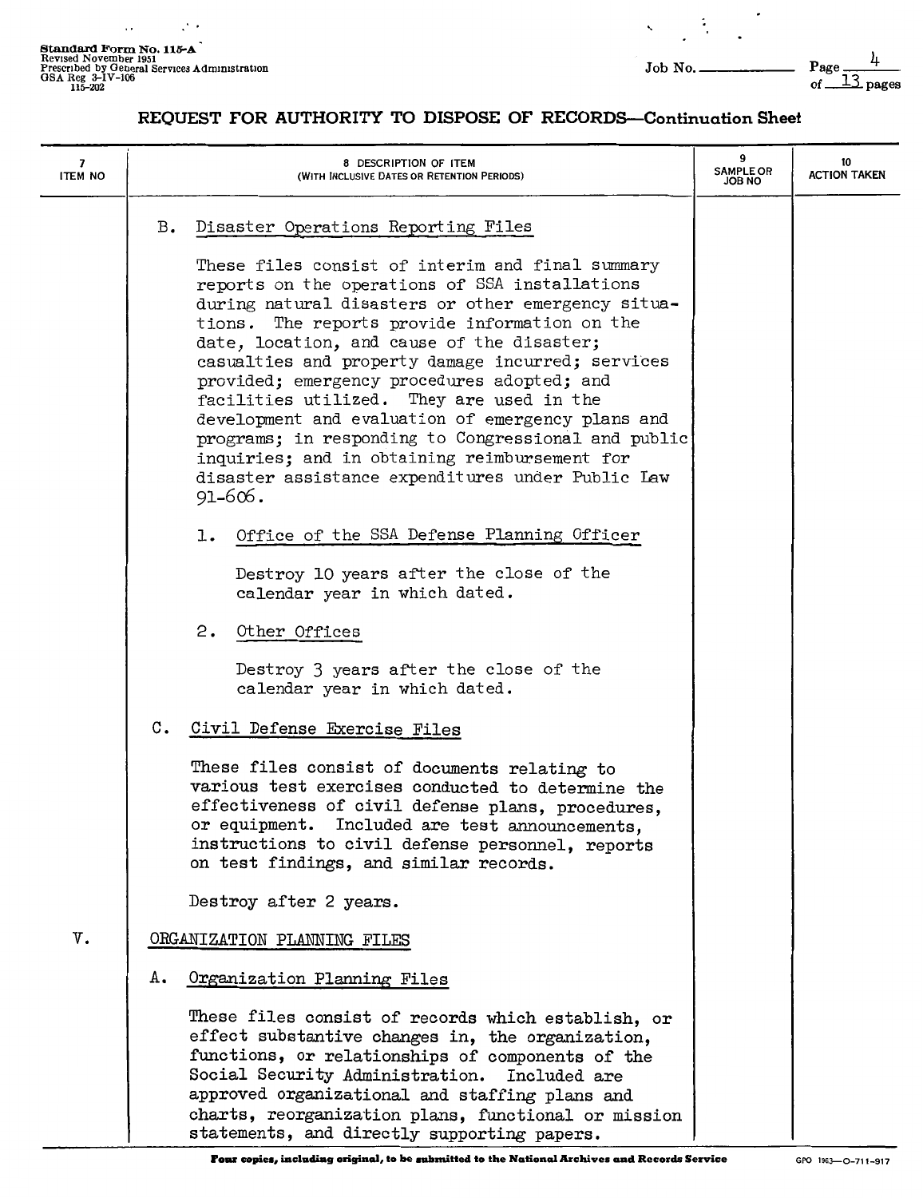Standard Form No. 115-A
Revised November 1951
Prescribed by General Services Administration
GSA Reg 3-IV-106
115-202

Job No. ______ Page 4 of 13 pages

## REQUEST FOR AUTHORITY TO DISPOSE OF RECORDS—Continuation Sheet

| 7 ITEM NO | 8 DESCRIPTION OF ITEM (WITH INCLUSIVE DATES OR RETENTION PERIODS) | 9 SAMPLE OR JOB NO | 10 ACTION TAKEN |
|---|---|---|---|

B. Disaster Operations Reporting Files

These files consist of interim and final summary reports on the operations of SSA installations during natural disasters or other emergency situations. The reports provide information on the date, location, and cause of the disaster; casualties and property damage incurred; services provided; emergency procedures adopted; and facilities utilized. They are used in the development and evaluation of emergency plans and programs; in responding to Congressional and public inquiries; and in obtaining reimbursement for disaster assistance expenditures under Public Law 91-606.

1. Office of the SSA Defense Planning Officer

   Destroy 10 years after the close of the calendar year in which dated.

2. Other Offices

   Destroy 3 years after the close of the calendar year in which dated.

C. Civil Defense Exercise Files

These files consist of documents relating to various test exercises conducted to determine the effectiveness of civil defense plans, procedures, or equipment. Included are test announcements, instructions to civil defense personnel, reports on test findings, and similar records.

Destroy after 2 years.

V. ORGANIZATION PLANNING FILES

A. Organization Planning Files

These files consist of records which establish, or effect substantive changes in, the organization, functions, or relationships of components of the Social Security Administration. Included are approved organizational and staffing plans and charts, reorganization plans, functional or mission statements, and directly supporting papers.

Four copies, including original, to be submitted to the National Archives and Records Service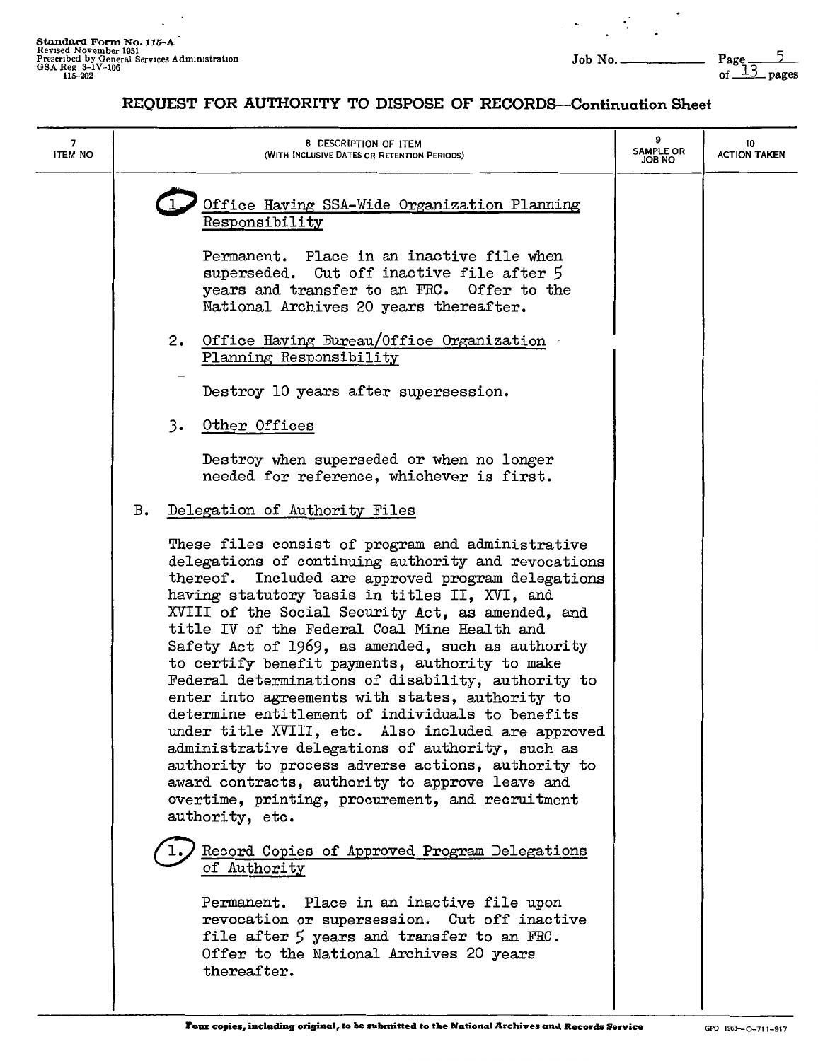## REQUEST FOR AUTHORITY TO DISPOSE OF RECORDS—Continuation Sheet

| 7 ITEM NO | 8 DESCRIPTION OF ITEM (WITH INCLUSIVE DATES OR RETENTION PERIODS) | 9 SAMPLE OR JOB NO | 10 ACTION TAKEN |
|---|---|---|---|

1. Office Having SSA-Wide Organization Planning Responsibility

   Permanent. Place in an inactive file when superseded. Cut off inactive file after 5 years and transfer to an FRC. Offer to the National Archives 20 years thereafter.

2. Office Having Bureau/Office Organization Planning Responsibility

   Destroy 10 years after supersession.

3. Other Offices

   Destroy when superseded or when no longer needed for reference, whichever is first.

B. Delegation of Authority Files

These files consist of program and administrative delegations of continuing authority and revocations thereof. Included are approved program delegations having statutory basis in titles II, XVI, and XVIII of the Social Security Act, as amended, and title IV of the Federal Coal Mine Health and Safety Act of 1969, as amended, such as authority to certify benefit payments, authority to make Federal determinations of disability, authority to enter into agreements with states, authority to determine entitlement of individuals to benefits under title XVIII, etc. Also included are approved administrative delegations of authority, such as authority to process adverse actions, authority to award contracts, authority to approve leave and overtime, printing, procurement, and recruitment authority, etc.

1. Record Copies of Approved Program Delegations of Authority

   Permanent. Place in an inactive file upon revocation or supersession. Cut off inactive file after 5 years and transfer to an FRC. Offer to the National Archives 20 years thereafter.

Four copies, including original, to be submitted to the National Archives and Records Service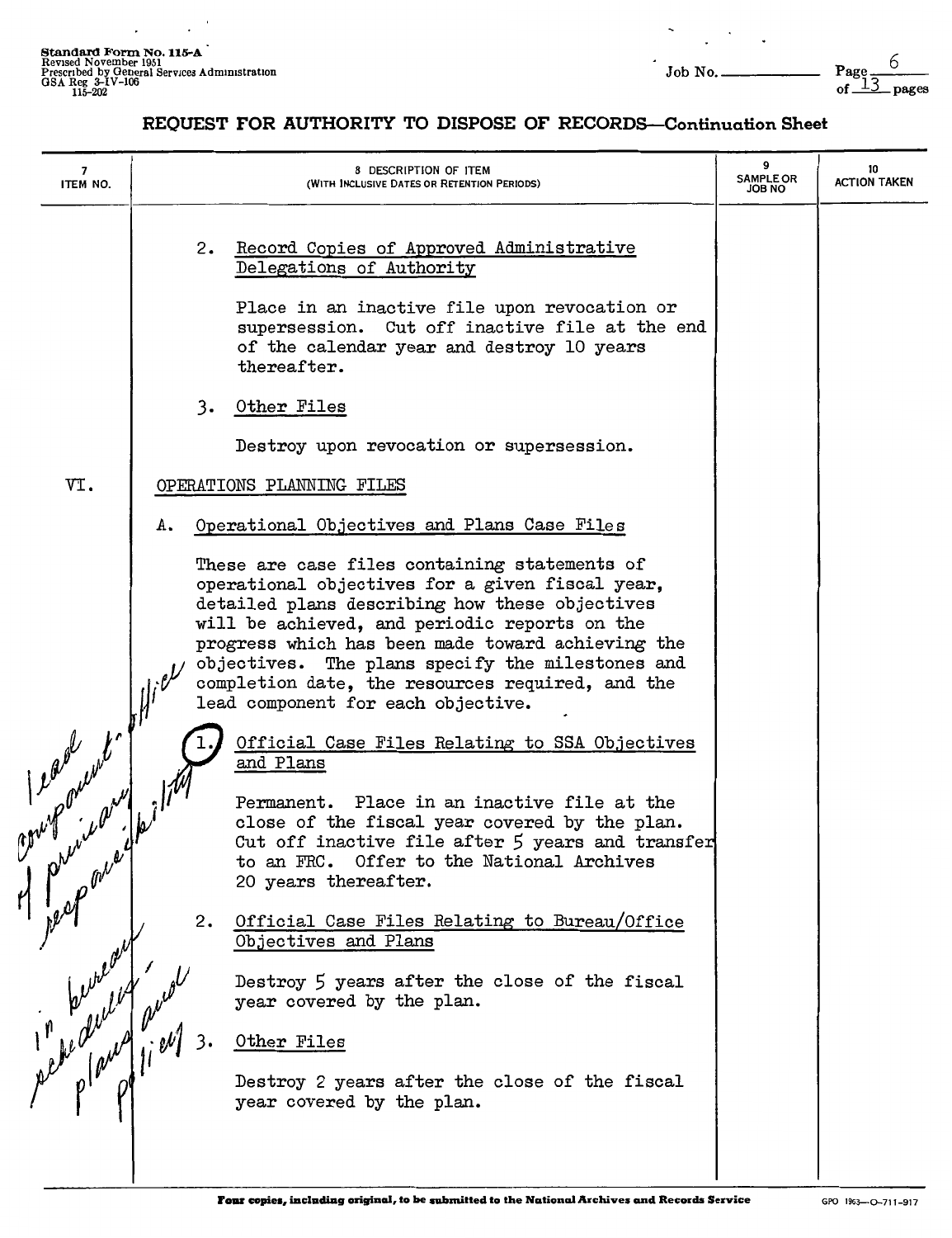Standard Form No. 115-A
Revised November 1951
Prescribed by General Services Administration
GSA Reg 3-IV-106
115-202

Job No. ________

## REQUEST FOR AUTHORITY TO DISPOSE OF RECORDS—Continuation Sheet

| 7 ITEM NO. | 8 DESCRIPTION OF ITEM (WITH INCLUSIVE DATES OR RETENTION PERIODS) | 9 SAMPLE OR JOB NO | 10 ACTION TAKEN |
|---|---|---|---|

2. Record Copies of Approved Administrative Delegations of Authority

   Place in an inactive file upon revocation or supersession. Cut off inactive file at the end of the calendar year and destroy 10 years thereafter.

3. Other Files

   Destroy upon revocation or supersession.

**VI.** OPERATIONS PLANNING FILES

A. Operational Objectives and Plans Case Files

These are case files containing statements of operational objectives for a given fiscal year, detailed plans describing how these objectives will be achieved, and periodic reports on the progress which has been made toward achieving the objectives. The plans specify the milestones and completion date, the resources required, and the lead component for each objective.

1. Official Case Files Relating to SSA Objectives and Plans

   Permanent. Place in an inactive file at the close of the fiscal year covered by the plan. Cut off inactive file after 5 years and transfer to an FRC. Offer to the National Archives 20 years thereafter.

2. Official Case Files Relating to Bureau/Office Objectives and Plans

   Destroy 5 years after the close of the fiscal year covered by the plan.

3. Other Files

   Destroy 2 years after the close of the fiscal year covered by the plan.

*[Handwritten margin notes: "lead component - office of primary responsibility"; "in bureau schedules and plans and policy"]*

Four copies, including original, to be submitted to the National Archives and Records Service

GPO 1963—O-711-917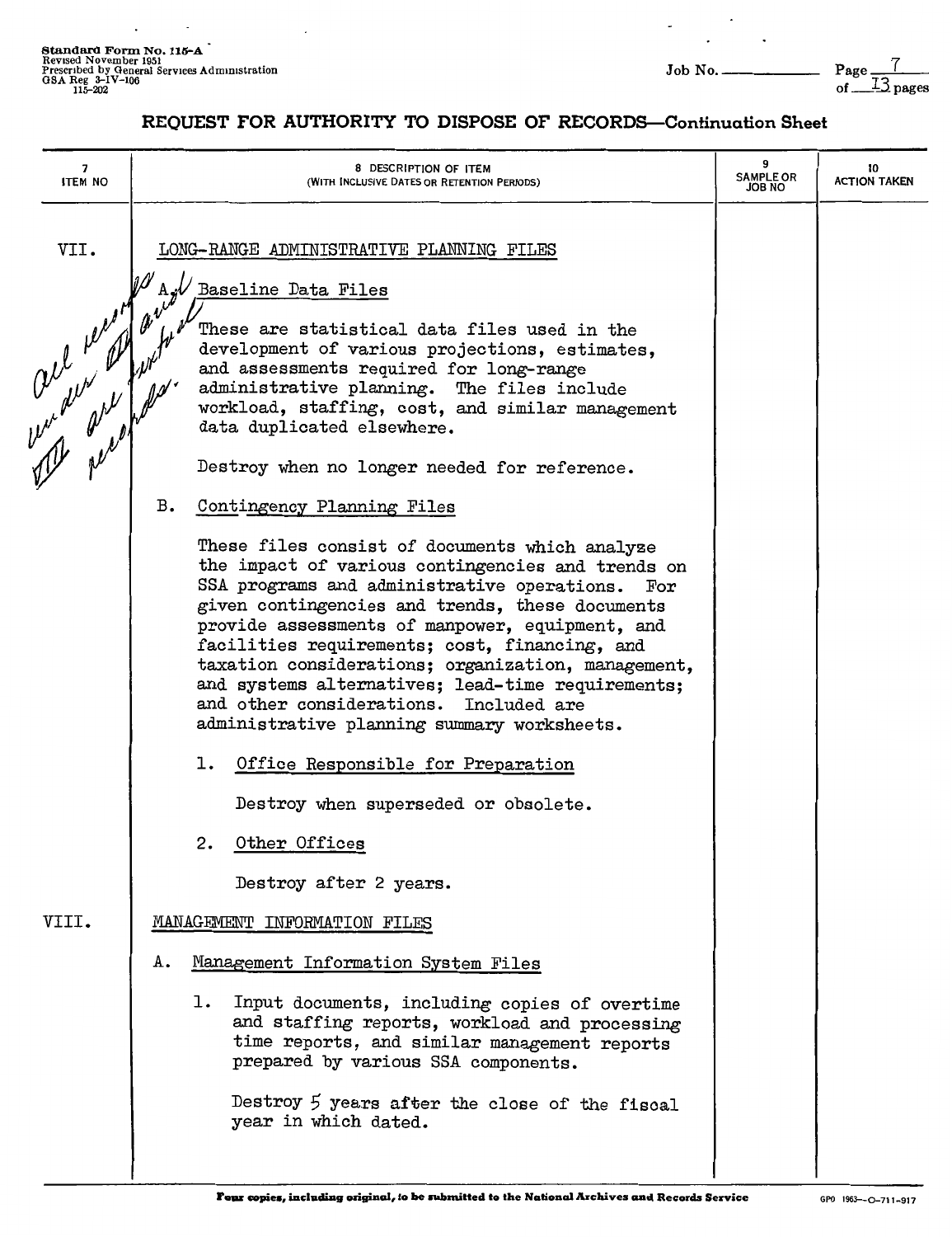REQUEST FOR AUTHORITY TO DISPOSE OF RECORDS—Continuation Sheet

| 7 ITEM NO | 8 DESCRIPTION OF ITEM (WITH INCLUSIVE DATES OR RETENTION PERIODS) | 9 SAMPLE OR JOB NO | 10 ACTION TAKEN |
|---|---|---|---|
| VII. | LONG-RANGE ADMINISTRATIVE PLANNING FILES | | |
| | A. Baseline Data Files | | |
| | These are statistical data files used in the development of various projections, estimates, and assessments required for long-range administrative planning. The files include workload, staffing, cost, and similar management data duplicated elsewhere. | | |
| | Destroy when no longer needed for reference. | | |
| | B. Contingency Planning Files | | |
| | These files consist of documents which analyze the impact of various contingencies and trends on SSA programs and administrative operations. For given contingencies and trends, these documents provide assessments of manpower, equipment, and facilities requirements; cost, financing, and taxation considerations; organization, management, and systems alternatives; lead-time requirements; and other considerations. Included are administrative planning summary worksheets. | | |
| | 1. Office Responsible for Preparation | | |
| | Destroy when superseded or obsolete. | | |
| | 2. Other Offices | | |
| | Destroy after 2 years. | | |
| VIII. | MANAGEMENT INFORMATION FILES | | |
| | A. Management Information System Files | | |
| | 1. Input documents, including copies of overtime and staffing reports, workload and processing time reports, and similar management reports prepared by various SSA components. | | |
| | Destroy 5 years after the close of the fiscal year in which dated. | | |

*Handwritten note (margin): All records under VII and VIII are textual records.*

Four copies, including original, to be submitted to the National Archives and Records Service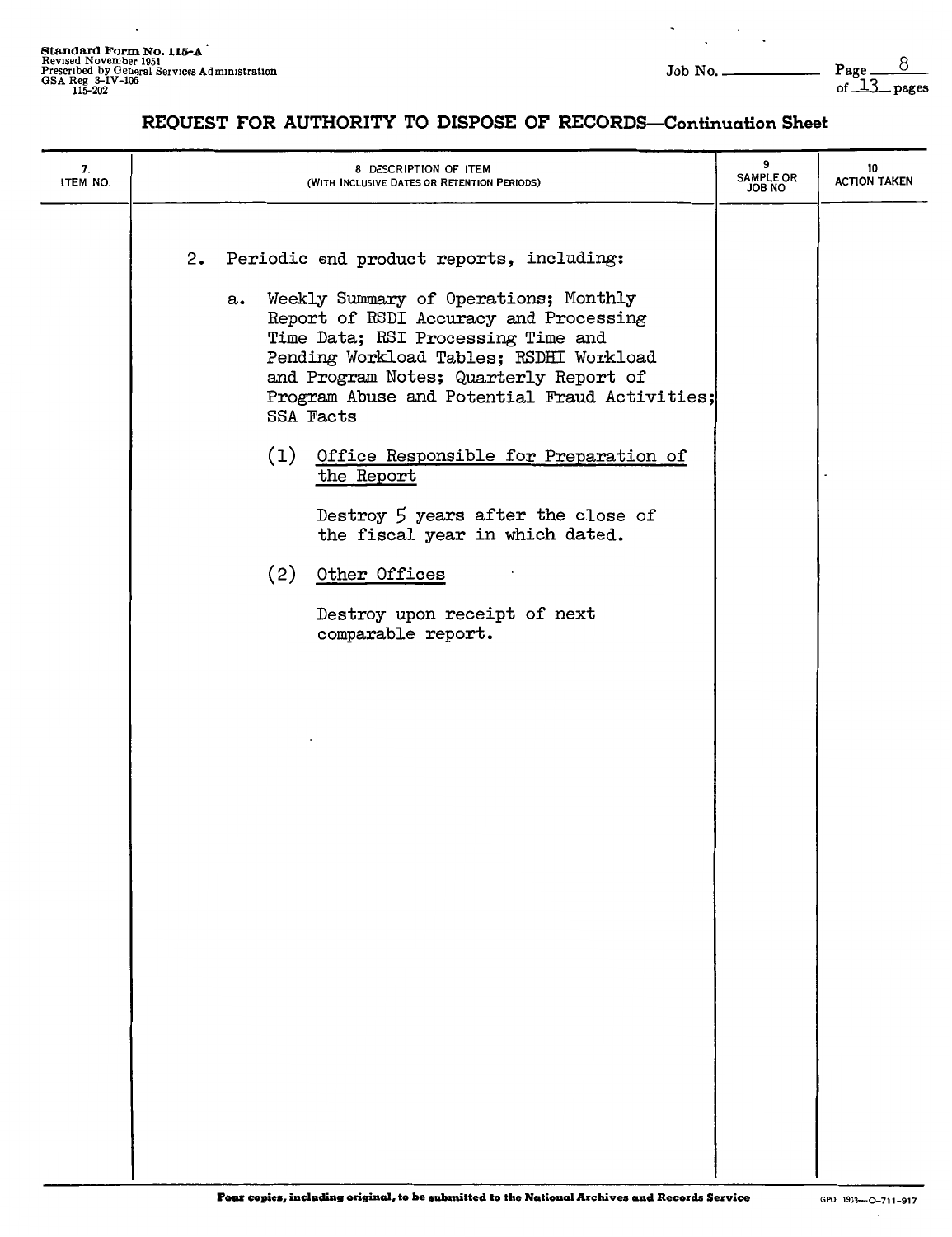# REQUEST FOR AUTHORITY TO DISPOSE OF RECORDS—Continuation Sheet

| 7. ITEM NO. | 8 DESCRIPTION OF ITEM (WITH INCLUSIVE DATES OR RETENTION PERIODS) | 9 SAMPLE OR JOB NO | 10 ACTION TAKEN |
|---|---|---|---|
| | 2. Periodic end product reports, including: | | |
| | a. Weekly Summary of Operations; Monthly Report of RSDI Accuracy and Processing Time Data; RSI Processing Time and Pending Workload Tables; RSDHI Workload and Program Notes; Quarterly Report of Program Abuse and Potential Fraud Activities; SSA Facts | | |
| | (1) <u>Office Responsible for Preparation of the Report</u> | | |
| | Destroy 5 years after the close of the fiscal year in which dated. | | |
| | (2) <u>Other Offices</u> | | |
| | Destroy upon receipt of next comparable report. | | |

**Four copies, including original, to be submitted to the National Archives and Records Service**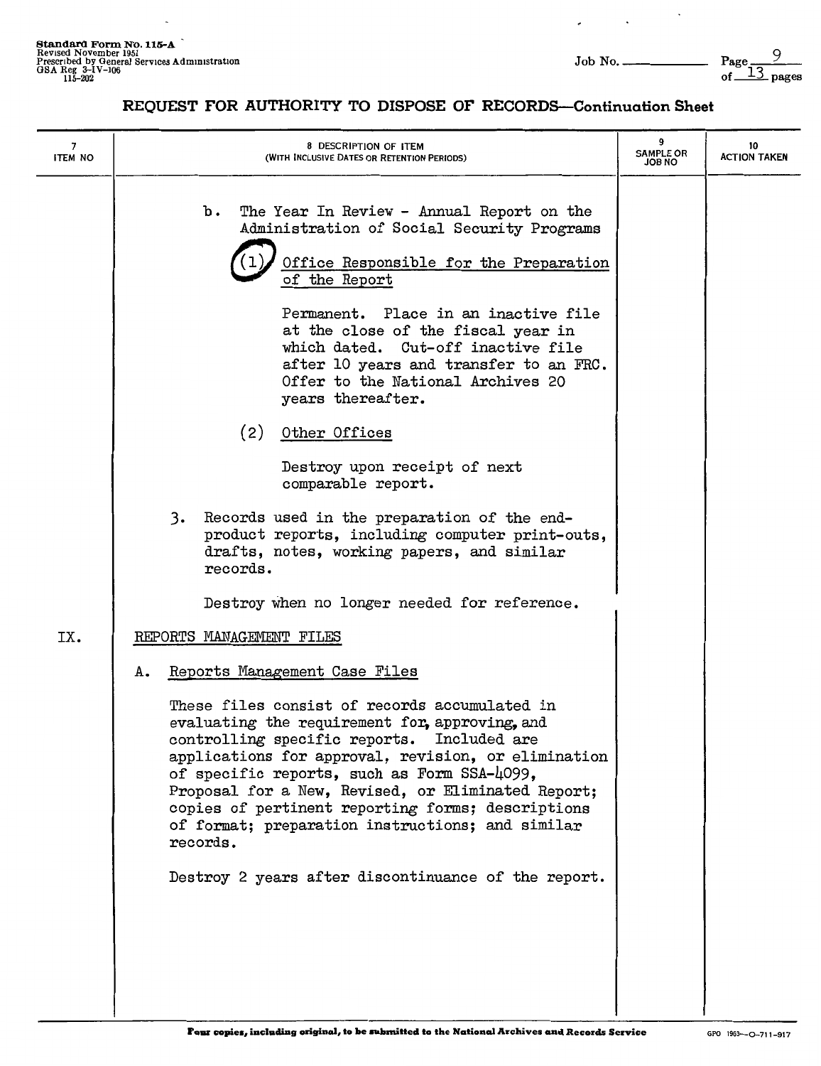**Standard Form No. 115-A**
Revised November 1951
Prescribed by General Services Administration
GSA Reg 3-IV-106
115-202

Job No. ________

## REQUEST FOR AUTHORITY TO DISPOSE OF RECORDS—Continuation Sheet

| 7 ITEM NO | 8 DESCRIPTION OF ITEM (WITH INCLUSIVE DATES OR RETENTION PERIODS) | 9 SAMPLE OR JOB NO | 10 ACTION TAKEN |
|---|---|---|---|
| | b. The Year In Review - Annual Report on the Administration of Social Security Programs | | |
| | (1) Office Responsible for the Preparation of the Report | | |
| | Permanent. Place in an inactive file at the close of the fiscal year in which dated. Cut-off inactive file after 10 years and transfer to an FRC. Offer to the National Archives 20 years thereafter. | | |
| | (2) Other Offices | | |
| | Destroy upon receipt of next comparable report. | | |
| | 3. Records used in the preparation of the end-product reports, including computer print-outs, drafts, notes, working papers, and similar records. | | |
| | Destroy when no longer needed for reference. | | |
| IX. | REPORTS MANAGEMENT FILES | | |
| | A. Reports Management Case Files | | |
| | These files consist of records accumulated in evaluating the requirement for, approving, and controlling specific reports. Included are applications for approval, revision, or elimination of specific reports, such as Form SSA-4099, Proposal for a New, Revised, or Eliminated Report; copies of pertinent reporting forms; descriptions of format; preparation instructions; and similar records. | | |
| | Destroy 2 years after discontinuance of the report. | | |

Four copies, including original, to be submitted to the National Archives and Records Service

GPO 1963--O-711-917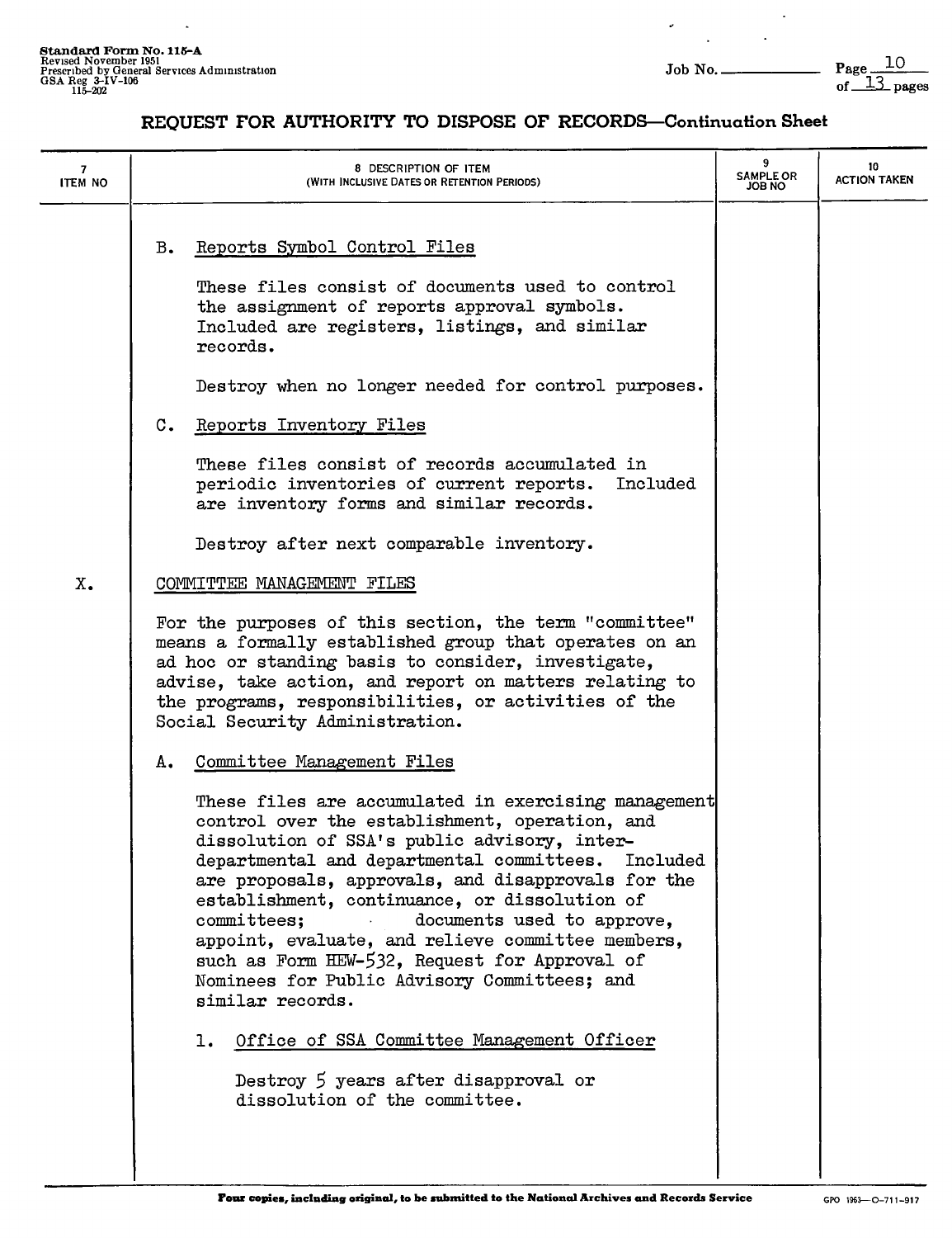Standard Form No. 115-A
Revised November 1951
Prescribed by General Services Administration
GSA Reg 3-IV-106
115-202

Job No. ____________ Page 10 of 13 pages

## REQUEST FOR AUTHORITY TO DISPOSE OF RECORDS—Continuation Sheet

| 7 ITEM NO | 8 DESCRIPTION OF ITEM (WITH INCLUSIVE DATES OR RETENTION PERIODS) | 9 SAMPLE OR JOB NO | 10 ACTION TAKEN |
|---|---|---|---|
| | B. Reports Symbol Control Files<br><br>These files consist of documents used to control the assignment of reports approval symbols. Included are registers, listings, and similar records.<br><br>Destroy when no longer needed for control purposes. | | |
| | C. Reports Inventory Files<br><br>These files consist of records accumulated in periodic inventories of current reports. Included are inventory forms and similar records.<br><br>Destroy after next comparable inventory. | | |
| X. | COMMITTEE MANAGEMENT FILES<br><br>For the purposes of this section, the term "committee" means a formally established group that operates on an ad hoc or standing basis to consider, investigate, advise, take action, and report on matters relating to the programs, responsibilities, or activities of the Social Security Administration. | | |
| | A. Committee Management Files<br><br>These files are accumulated in exercising management control over the establishment, operation, and dissolution of SSA's public advisory, inter-departmental and departmental committees. Included are proposals, approvals, and disapprovals for the establishment, continuance, or dissolution of committees; documents used to approve, appoint, evaluate, and relieve committee members, such as Form HEW-532, Request for Approval of Nominees for Public Advisory Committees; and similar records. | | |
| | 1. Office of SSA Committee Management Officer<br><br>Destroy 5 years after disapproval or dissolution of the committee. | | |

Four copies, including original, to be submitted to the National Archives and Records Service

GPO 1963—O-711-917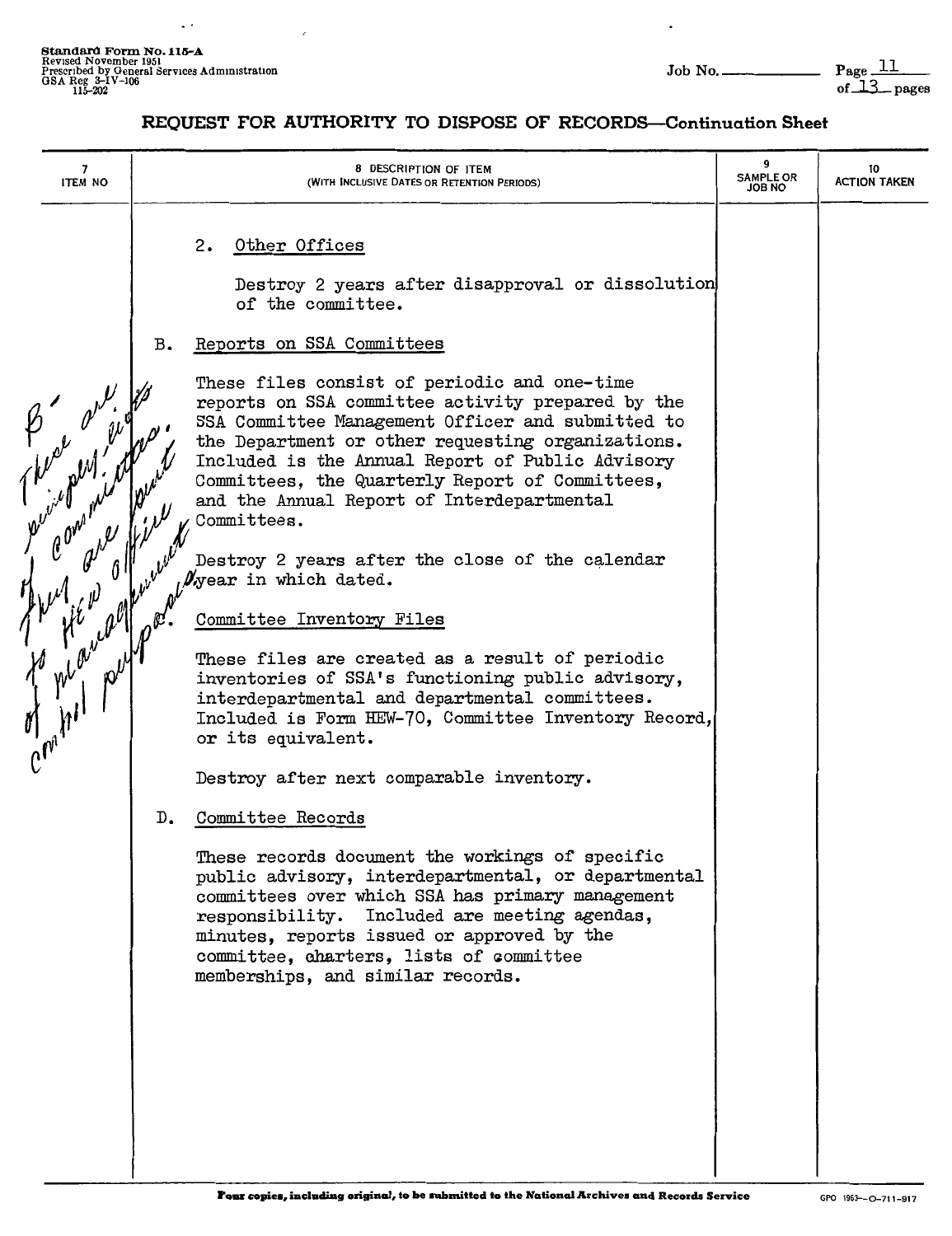## REQUEST FOR AUTHORITY TO DISPOSE OF RECORDS—Continuation Sheet

| 7 ITEM NO | 8 DESCRIPTION OF ITEM (WITH INCLUSIVE DATES OR RETENTION PERIODS) | 9 SAMPLE OR JOB NO | 10 ACTION TAKEN |
|---|---|---|---|
| | 2. Other Offices<br><br>Destroy 2 years after disapproval or dissolution of the committee. | | |
| | B. Reports on SSA Committees<br><br>These files consist of periodic and one-time reports on SSA committee activity prepared by the SSA Committee Management Officer and submitted to the Department or other requesting organizations. Included is the Annual Report of Public Advisory Committees, the Quarterly Report of Committees, and the Annual Report of Interdepartmental Committees.<br><br>Destroy 2 years after the close of the calendar year in which dated. | | |
| | C. Committee Inventory Files<br><br>These files are created as a result of periodic inventories of SSA's functioning public advisory, interdepartmental and departmental committees. Included is Form HEW-70, Committee Inventory Record, or its equivalent.<br><br>Destroy after next comparable inventory. | | |
| | D. Committee Records<br><br>These records document the workings of specific public advisory, interdepartmental, or departmental committees over which SSA has primary management responsibility. Included are meeting agendas, minutes, reports issued or approved by the committee, charters, lists of committee memberships, and similar records. | | |

*Handwritten note in margin:* B - are these duplicates? If committees are sent to HEW office for management control purposes

Four copies, including original, to be submitted to the National Archives and Records Service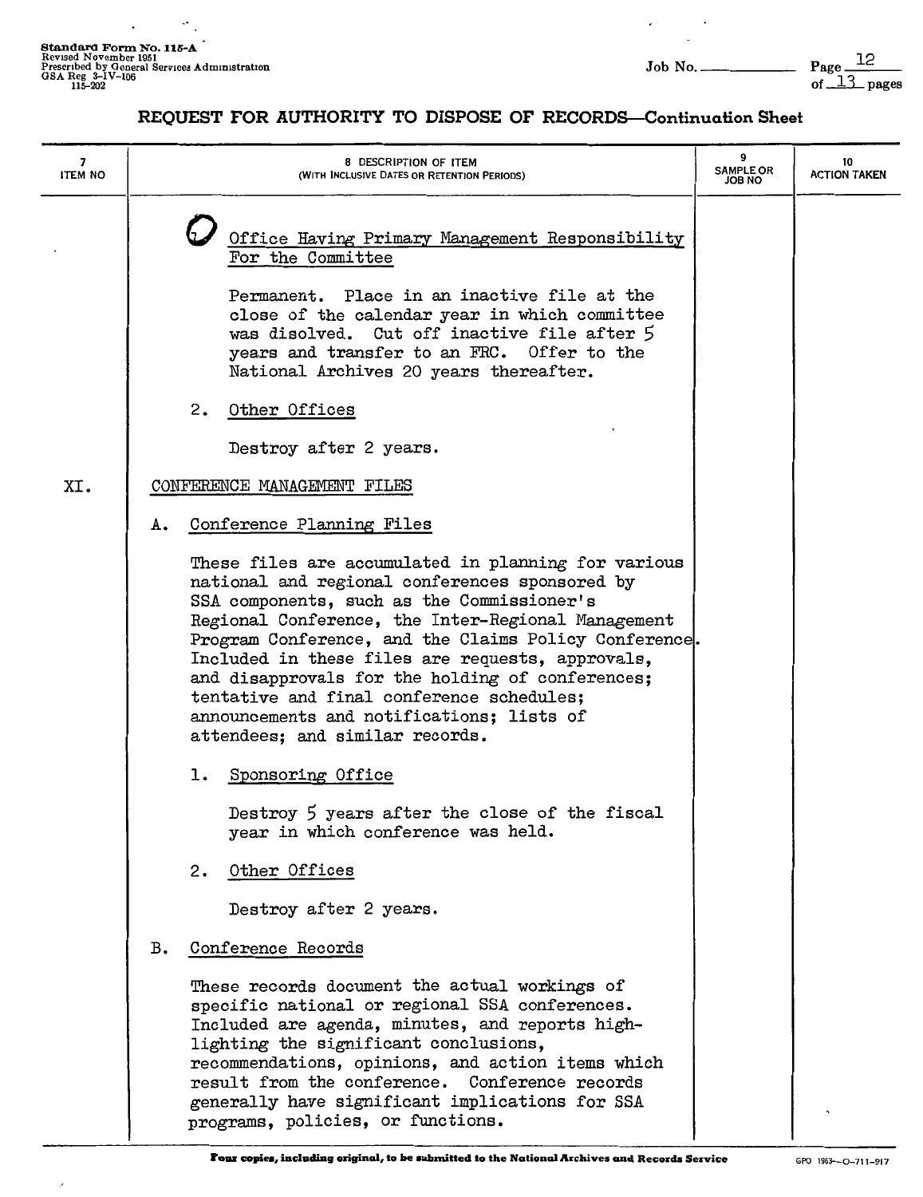**Standard Form No. 115-A**
Revised November 1951
Prescribed by General Services Administration
GSA Reg 3-IV-106
115-202

Job No. ______ Page 12 of 13 pages

## REQUEST FOR AUTHORITY TO DISPOSE OF RECORDS—Continuation Sheet

| 7 ITEM NO | 8 DESCRIPTION OF ITEM (WITH INCLUSIVE DATES OR RETENTION PERIODS) | 9 SAMPLE OR JOB NO | 10 ACTION TAKEN |
|---|---|---|---|
| | 1. Office Having Primary Management Responsibility For the Committee<br><br>Permanent. Place in an inactive file at the close of the calendar year in which committee was disolved. Cut off inactive file after 5 years and transfer to an FRC. Offer to the National Archives 20 years thereafter.<br><br>2. Other Offices<br><br>Destroy after 2 years. | | |
| XI. | CONFERENCE MANAGEMENT FILES<br><br>A. Conference Planning Files<br><br>These files are accumulated in planning for various national and regional conferences sponsored by SSA components, such as the Commissioner's Regional Conference, the Inter-Regional Management Program Conference, and the Claims Policy Conference. Included in these files are requests, approvals, and disapprovals for the holding of conferences; tentative and final conference schedules; announcements and notifications; lists of attendees; and similar records.<br><br>1. Sponsoring Office<br><br>Destroy 5 years after the close of the fiscal year in which conference was held.<br><br>2. Other Offices<br><br>Destroy after 2 years.<br><br>B. Conference Records<br><br>These records document the actual workings of specific national or regional SSA conferences. Included are agenda, minutes, and reports highlighting the significant conclusions, recommendations, opinions, and action items which result from the conference. Conference records generally have significant implications for SSA programs, policies, or functions. | | |

**Four copies, including original, to be submitted to the National Archives and Records Service**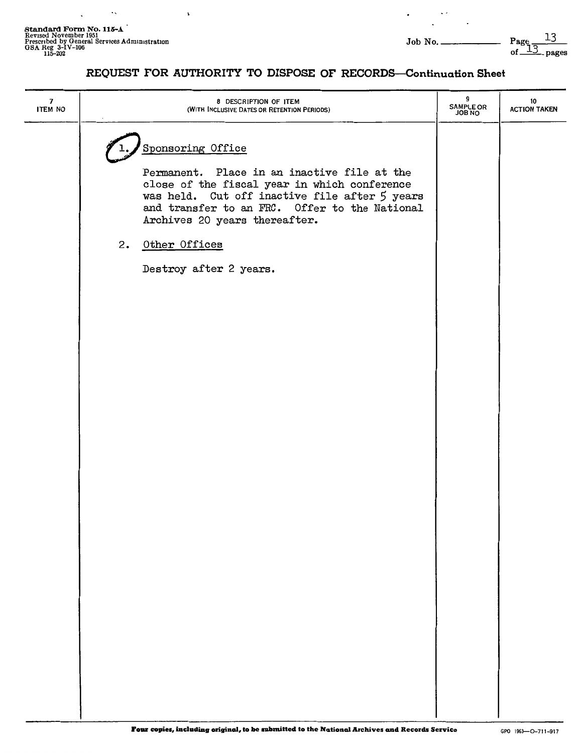Standard Form No. 115-A
Revised November 1951
Prescribed by General Services Administration
GSA Reg 3-IV-106
115-202

Job No. ________ Page 13 of 13 pages

## REQUEST FOR AUTHORITY TO DISPOSE OF RECORDS—Continuation Sheet

| 7 ITEM NO | 8 DESCRIPTION OF ITEM (WITH INCLUSIVE DATES OR RETENTION PERIODS) | 9 SAMPLE OR JOB NO | 10 ACTION TAKEN |
|---|---|---|---|
| | 1. Sponsoring Office<br><br>Permanent. Place in an inactive file at the close of the fiscal year in which conference was held. Cut off inactive file after 5 years and transfer to an FRC. Offer to the National Archives 20 years thereafter.<br><br>2. Other Offices<br><br>Destroy after 2 years. | | |

**Four copies, including original, to be submitted to the National Archives and Records Service**

GPO 1963—O-711-917